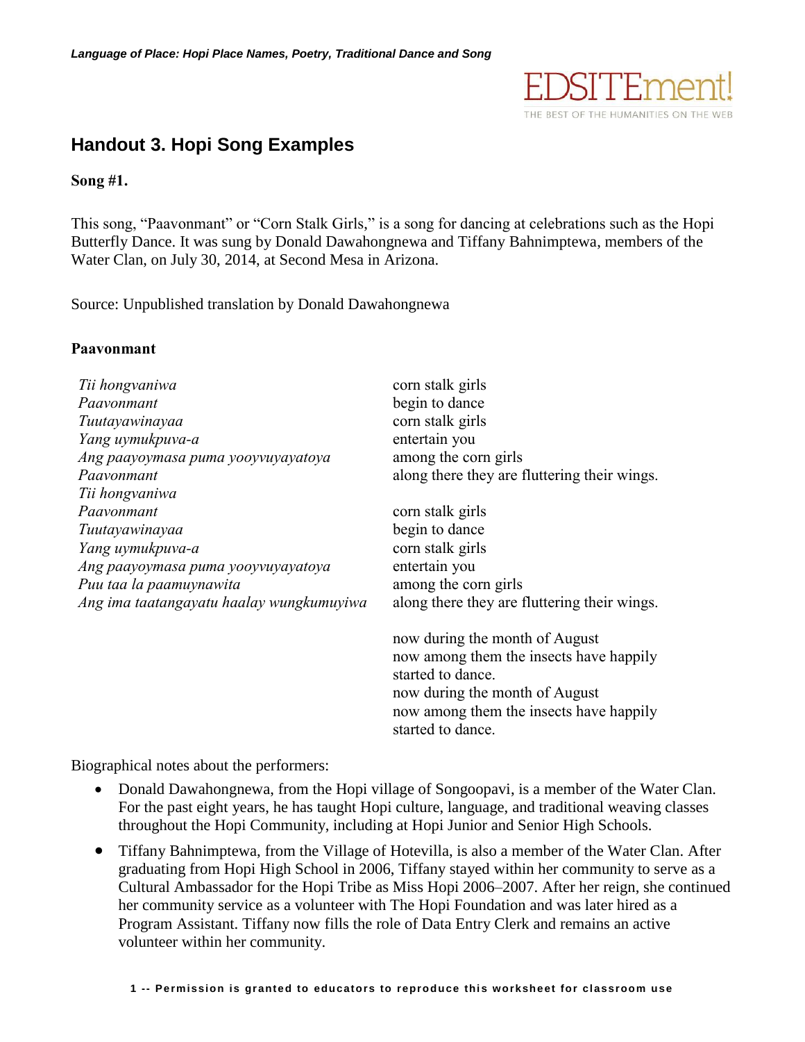# Handout 3. Hopi Song Examples

**Song #1.**

This song, "Paavonmant" or "Corn Stalk Girls," is a song for dancing at celebrations such as the Hopi Butterfly Dance. It was sung by Donald Dawahongnewa and Tiffany Bahnimptewa, members of the Water Clan, on July 30, 2014, at Second Mesa in Arizona.

Source: Unpublished translation by Donald Dawahongnewa

**Paavonmant**

| | |
|---|---|
| *Tii hongvaniwa* | corn stalk girls |
| *Paavonmant* | begin to dance |
| *Tuutayawinayaa* | corn stalk girls |
| *Yang uymukpuva-a* | entertain you |
| *Ang paayoymasa puma yooyvuyayatoya* | among the corn girls |
| *Paavonmant* | along there they are fluttering their wings. |
| *Tii hongvaniwa* | |
| *Paavonmant* | corn stalk girls |
| *Tuutayawinayaa* | begin to dance |
| *Yang uymukpuva-a* | corn stalk girls |
| *Ang paayoymasa puma yooyvuyayatoya* | entertain you |
| *Puu taa la paamuynawita* | among the corn girls |
| *Ang ima taatangayatu haalay wungkumuyiwa* | along there they are fluttering their wings. |
| | |
| | now during the month of August |
| | now among them the insects have happily started to dance. |
| | now during the month of August |
| | now among them the insects have happily started to dance. |

Biographical notes about the performers:

- Donald Dawahongnewa, from the Hopi village of Songoopavi, is a member of the Water Clan. For the past eight years, he has taught Hopi culture, language, and traditional weaving classes throughout the Hopi Community, including at Hopi Junior and Senior High Schools.
- Tiffany Bahnimptewa, from the Village of Hotevilla, is also a member of the Water Clan. After graduating from Hopi High School in 2006, Tiffany stayed within her community to serve as a Cultural Ambassador for the Hopi Tribe as Miss Hopi 2006–2007. After her reign, she continued her community service as a volunteer with The Hopi Foundation and was later hired as a Program Assistant. Tiffany now fills the role of Data Entry Clerk and remains an active volunteer within her community.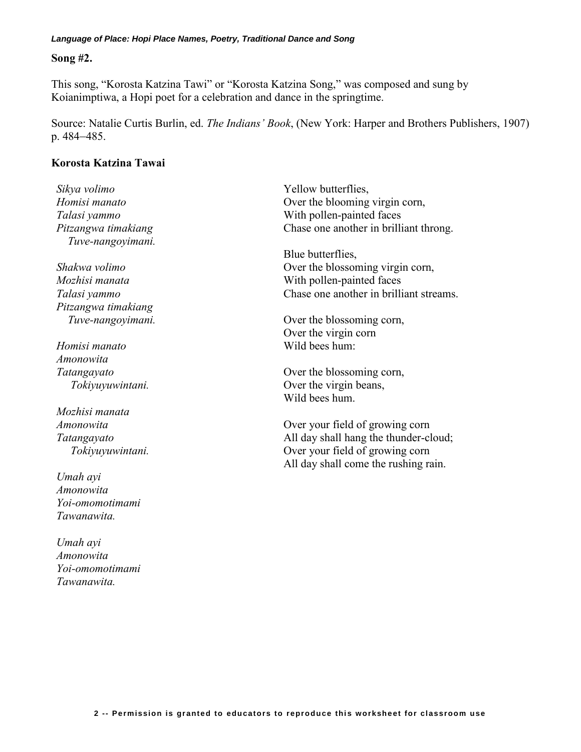**Song #2.**

This song, "Korosta Katzina Tawi" or "Korosta Katzina Song," was composed and sung by Koianimptiwa, a Hopi poet for a celebration and dance in the springtime.

Source: Natalie Curtis Burlin, ed. *The Indians' Book*, (New York: Harper and Brothers Publishers, 1907) p. 484–485.

**Korosta Katzina Tawai**

*Sikya volimo*
*Homisi manato*
*Talasi yammo*
*Pitzangwa timakiang*
*Tuve-nangoyimani.*

*Shakwa volimo*
*Mozhisi manata*
*Talasi yammo*
*Pitzangwa timakiang*
*Tuve-nangoyimani.*

*Homisi manato*
*Amonowita*
*Tatangayato*
*Tokiyuyuwintani.*

*Mozhisi manata*
*Amonowita*
*Tatangayato*
*Tokiyuyuwintani.*

*Umah ayi*
*Amonowita*
*Yoi-omomotimami*
*Tawanawita.*

*Umah ayi*
*Amonowita*
*Yoi-omomotimami*
*Tawanawita.*

Yellow butterflies,
Over the blooming virgin corn,
With pollen-painted faces
Chase one another in brilliant throng.

Blue butterflies,
Over the blossoming virgin corn,
With pollen-painted faces
Chase one another in brilliant streams.

Over the blossoming corn,
Over the virgin corn
Wild bees hum:

Over the blossoming corn,
Over the virgin beans,
Wild bees hum.

Over your field of growing corn
All day shall hang the thunder-cloud;
Over your field of growing corn
All day shall come the rushing rain.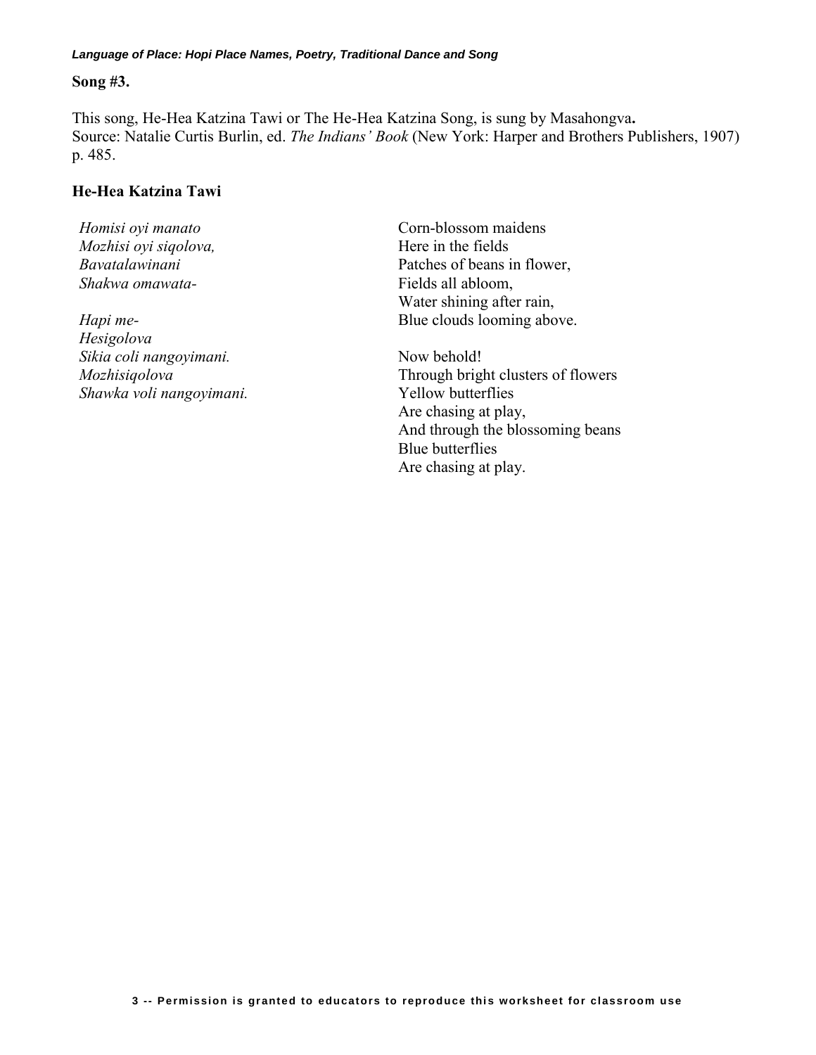**Song #3.**

This song, He-Hea Katzina Tawi or The He-Hea Katzina Song, is sung by Masahongva**.**
Source: Natalie Curtis Burlin, ed. *The Indians' Book* (New York: Harper and Brothers Publishers, 1907) p. 485.

**He-Hea Katzina Tawi**

*Homisi oyi manato*
*Mozhisi oyi siqolova,*
*Bavatalawinani*
*Shakwa omawata-*

*Hapi me-*
*Hesigolova*
*Sikia coli nangoyimani.*
*Mozhisiqolova*
*Shawka voli nangoyimani.*

Corn-blossom maidens
Here in the fields
Patches of beans in flower,
Fields all abloom,
Water shining after rain,
Blue clouds looming above.

Now behold!
Through bright clusters of flowers
Yellow butterflies
Are chasing at play,
And through the blossoming beans
Blue butterflies
Are chasing at play.

**Permission is granted to educators to reproduce this worksheet for classroom use**